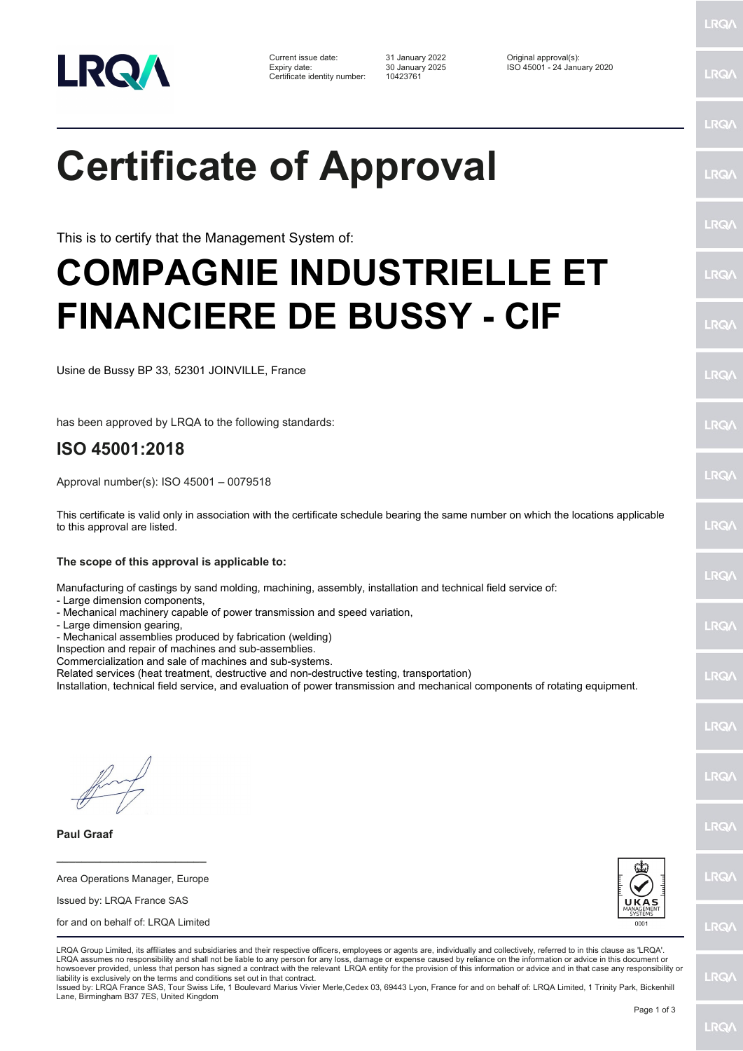| | | |
|---|---|---|
| Current issue date: | 31 January 2022 | Original approval(s): |
| Expiry date: | 30 January 2025 | ISO 45001 - 24 January 2020 |
| Certificate identity number: | 10423761 | |

# Certificate of Approval

This is to certify that the Management System of:

# COMPAGNIE INDUSTRIELLE ET FINANCIERE DE BUSSY - CIF

Usine de Bussy BP 33, 52301 JOINVILLE, France

has been approved by LRQA to the following standards:

## ISO 45001:2018

Approval number(s): ISO 45001 – 0079518

This certificate is valid only in association with the certificate schedule bearing the same number on which the locations applicable to this approval are listed.

**The scope of this approval is applicable to:**

Manufacturing of castings by sand molding, machining, assembly, installation and technical field service of:
- Large dimension components,
- Mechanical machinery capable of power transmission and speed variation,
- Large dimension gearing,
- Mechanical assemblies produced by fabrication (welding)

Inspection and repair of machines and sub-assemblies.
Commercialization and sale of machines and sub-systems.
Related services (heat treatment, destructive and non-destructive testing, transportation)
Installation, technical field service, and evaluation of power transmission and mechanical components of rotating equipment.

**Paul Graaf**

Area Operations Manager, Europe

Issued by: LRQA France SAS

for and on behalf of: LRQA Limited

UKAS MANAGEMENT SYSTEMS 0001

LRQA Group Limited, its affiliates and subsidiaries and their respective officers, employees or agents are, individually and collectively, referred to in this clause as 'LRQA'. LRQA assumes no responsibility and shall not be liable to any person for any loss, damage or expense caused by reliance on the information or advice in this document or howsoever provided, unless that person has signed a contract with the relevant LRQA entity for the provision of this information or advice and in that case any responsibility or liability is exclusively on the terms and conditions set out in that contract.
Issued by: LRQA France SAS, Tour Swiss Life, 1 Boulevard Marius Vivier Merle,Cedex 03, 69443 Lyon, France for and on behalf of: LRQA Limited, 1 Trinity Park, Bickenhill Lane, Birmingham B37 7ES, United Kingdom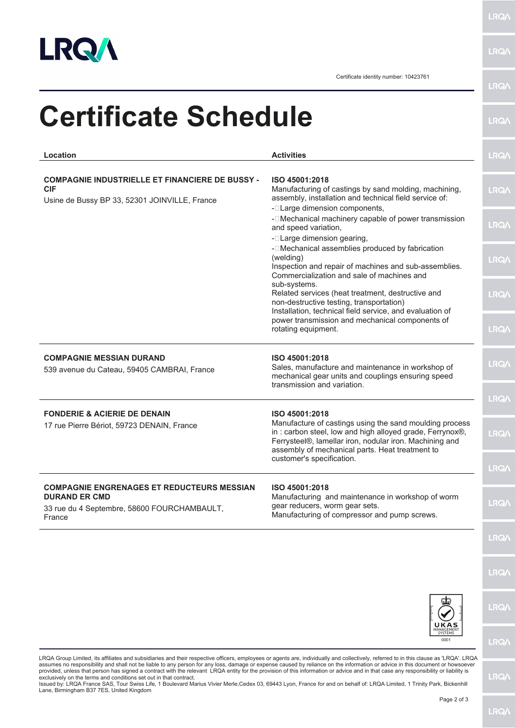Certificate identity number: 10423761

# Certificate Schedule

| Location | Activities |
| --- | --- |
| **COMPAGNIE INDUSTRIELLE ET FINANCIERE DE BUSSY - CIF**<br>Usine de Bussy BP 33, 52301 JOINVILLE, France | **ISO 45001:2018**<br>Manufacturing of castings by sand molding, machining, assembly, installation and technical field service of:<br>- Large dimension components,<br>- Mechanical machinery capable of power transmission and speed variation,<br>- Large dimension gearing,<br>- Mechanical assemblies produced by fabrication (welding)<br>Inspection and repair of machines and sub-assemblies.<br>Commercialization and sale of machines and sub-systems.<br>Related services (heat treatment, destructive and non-destructive testing, transportation)<br>Installation, technical field service, and evaluation of power transmission and mechanical components of rotating equipment. |
| **COMPAGNIE MESSIAN DURAND**<br>539 avenue du Cateau, 59405 CAMBRAI, France | **ISO 45001:2018**<br>Sales, manufacture and maintenance in workshop of mechanical gear units and couplings ensuring speed transmission and variation. |
| **FONDERIE & ACIERIE DE DENAIN**<br>17 rue Pierre Bériot, 59723 DENAIN, France | **ISO 45001:2018**<br>Manufacture of castings using the sand moulding process in : carbon steel, low and high alloyed grade, Ferrynox®, Ferrysteel®, lamellar iron, nodular iron. Machining and assembly of mechanical parts. Heat treatment to customer's specification. |
| **COMPAGNIE ENGRENAGES ET REDUCTEURS MESSIAN DURAND ER CMD**<br>33 rue du 4 Septembre, 58600 FOURCHAMBAULT, France | **ISO 45001:2018**<br>Manufacturing and maintenance in workshop of worm gear reducers, worm gear sets.<br>Manufacturing of compressor and pump screws. |

LRQA Group Limited, its affiliates and subsidiaries and their respective officers, employees or agents are, individually and collectively, referred to in this clause as 'LRQA'. LRQA assumes no responsibility and shall not be liable to any person for any loss, damage or expense caused by reliance on the information or advice in this document or howsoever provided, unless that person has signed a contract with the relevant LRQA entity for the provision of this information or advice and in that case any responsibility or liability is exclusively on the terms and conditions set out in that contract.
Issued by: LRQA France SAS, Tour Swiss Life, 1 Boulevard Marius Vivier Merle,Cedex 03, 69443 Lyon, France for and on behalf of: LRQA Limited, 1 Trinity Park, Bickenhill Lane, Birmingham B37 7ES, United Kingdom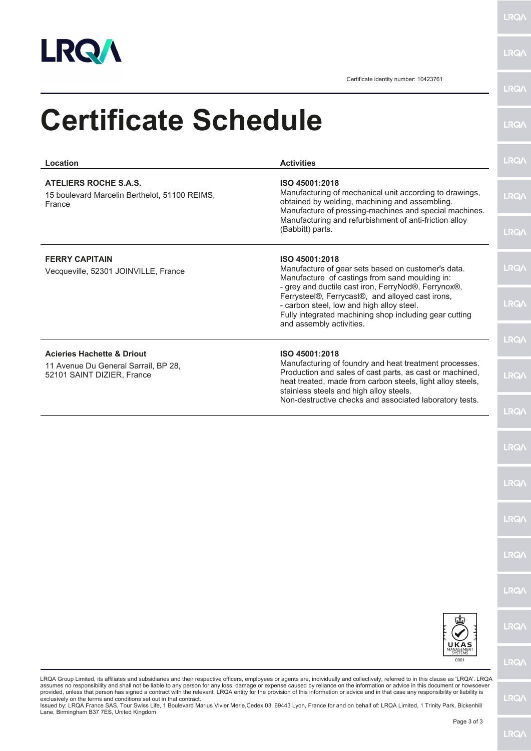Certificate identity number: 10423761

# Certificate Schedule

| Location | Activities |
| --- | --- |
| **ATELIERS ROCHE S.A.S.**<br>15 boulevard Marcelin Berthelot, 51100 REIMS, France | **ISO 45001:2018**<br>Manufacturing of mechanical unit according to drawings, obtained by welding, machining and assembling.<br>Manufacture of pressing-machines and special machines.<br>Manufacturing and refurbishment of anti-friction alloy (Babbitt) parts. |
| **FERRY CAPITAIN**<br>Vecqueville, 52301 JOINVILLE, France | **ISO 45001:2018**<br>Manufacture of gear sets based on customer's data.<br>Manufacture of castings from sand moulding in:<br>- grey and ductile cast iron, FerryNod®, Ferrynox®, Ferrysteel®, Ferrycast®, and alloyed cast irons,<br>- carbon steel, low and high alloy steel.<br>Fully integrated machining shop including gear cutting and assembly activities. |
| **Acieries Hachette & Driout**<br>11 Avenue Du General Sarrail, BP 28, 52101 SAINT DIZIER, France | **ISO 45001:2018**<br>Manufacturing of foundry and heat treatment processes.<br>Production and sales of cast parts, as cast or machined, heat treated, made from carbon steels, light alloy steels, stainless steels and high alloy steels.<br>Non-destructive checks and associated laboratory tests. |

UKAS MANAGEMENT SYSTEMS 0001

LRQA Group Limited, its affiliates and subsidiaries and their respective officers, employees or agents are, individually and collectively, referred to in this clause as 'LRQA'. LRQA assumes no responsibility and shall not be liable to any person for any loss, damage or expense caused by reliance on the information or advice in this document or howsoever provided, unless that person has signed a contract with the relevant LRQA entity for the provision of this information or advice and in that case any responsibility or liability is exclusively on the terms and conditions set out in that contract.
Issued by: LRQA France SAS, Tour Swiss Life, 1 Boulevard Marius Vivier Merle,Cedex 03, 69443 Lyon, France for and on behalf of: LRQA Limited, 1 Trinity Park, Bickenhill Lane, Birmingham B37 7ES, United Kingdom